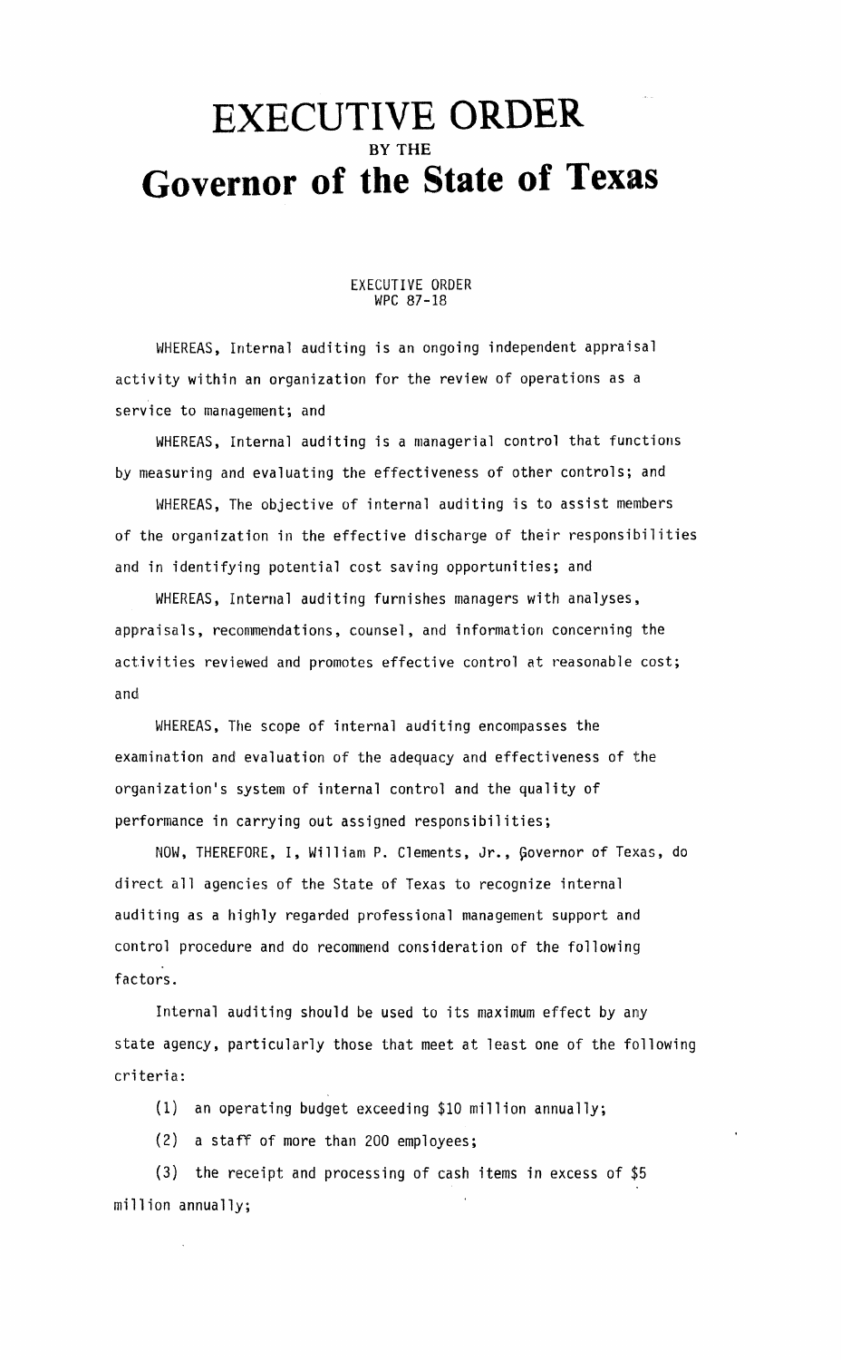# EXECUTIVE ORDER
### BY THE
# Governor of the State of Texas

EXECUTIVE ORDER
WPC 87-18

WHEREAS, Internal auditing is an ongoing independent appraisal activity within an organization for the review of operations as a service to management; and

WHEREAS, Internal auditing is a managerial control that functions by measuring and evaluating the effectiveness of other controls; and

WHEREAS, The objective of internal auditing is to assist members of the organization in the effective discharge of their responsibilities and in identifying potential cost saving opportunities; and

WHEREAS, Internal auditing furnishes managers with analyses, appraisals, recommendations, counsel, and information concerning the activities reviewed and promotes effective control at reasonable cost; and

WHEREAS, The scope of internal auditing encompasses the examination and evaluation of the adequacy and effectiveness of the organization's system of internal control and the quality of performance in carrying out assigned responsibilities;

NOW, THEREFORE, I, William P. Clements, Jr., Governor of Texas, do direct all agencies of the State of Texas to recognize internal auditing as a highly regarded professional management support and control procedure and do recommend consideration of the following factors.

Internal auditing should be used to its maximum effect by any state agency, particularly those that meet at least one of the following criteria:

(1) an operating budget exceeding $10 million annually;

(2) a staff of more than 200 employees;

(3) the receipt and processing of cash items in excess of $5 million annually;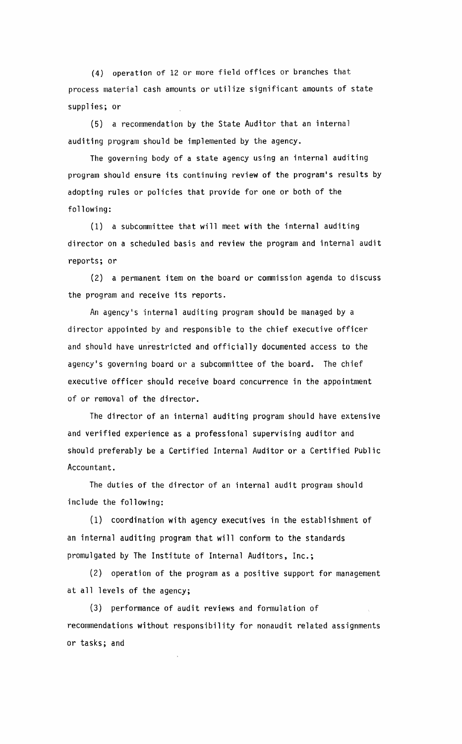(4) operation of 12 or more field offices or branches that process material cash amounts or utilize significant amounts of state supplies; or

(5) a recommendation by the State Auditor that an internal auditing program should be implemented by the agency.

The governing body of a state agency using an internal auditing program should ensure its continuing review of the program's results by adopting rules or policies that provide for one or both of the following:

(1) a subcommittee that will meet with the internal auditing director on a scheduled basis and review the program and internal audit reports; or

(2) a permanent item on the board or commission agenda to discuss the program and receive its reports.

An agency's internal auditing program should be managed by a director appointed by and responsible to the chief executive officer and should have unrestricted and officially documented access to the agency's governing board or a subcommittee of the board. The chief executive officer should receive board concurrence in the appointment of or removal of the director.

The director of an internal auditing program should have extensive and verified experience as a professional supervising auditor and should preferably be a Certified Internal Auditor or a Certified Public Accountant.

The duties of the director of an internal audit program should include the following:

(1) coordination with agency executives in the establishment of an internal auditing program that will conform to the standards promulgated by The Institute of Internal Auditors, Inc.;

(2) operation of the program as a positive support for management at all levels of the agency;

(3) performance of audit reviews and formulation of recommendations without responsibility for nonaudit related assignments or tasks; and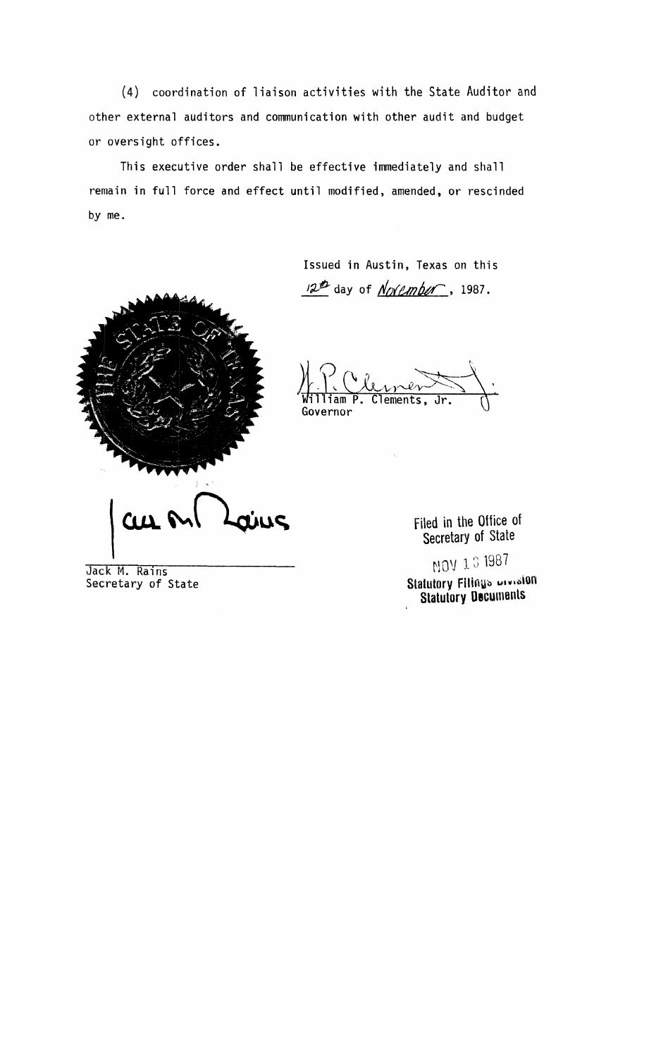(4) coordination of liaison activities with the State Auditor and other external auditors and communication with other audit and budget or oversight offices.

This executive order shall be effective immediately and shall remain in full force and effect until modified, amended, or rescinded by me.

Issued in Austin, Texas on this 12th day of November, 1987.

William P. Clements, Jr.
Governor

Jack M. Rains
Secretary of State

Filed in the Office of
Secretary of State

NOV 13 1987

Statutory Filings Division
Statutory Documents